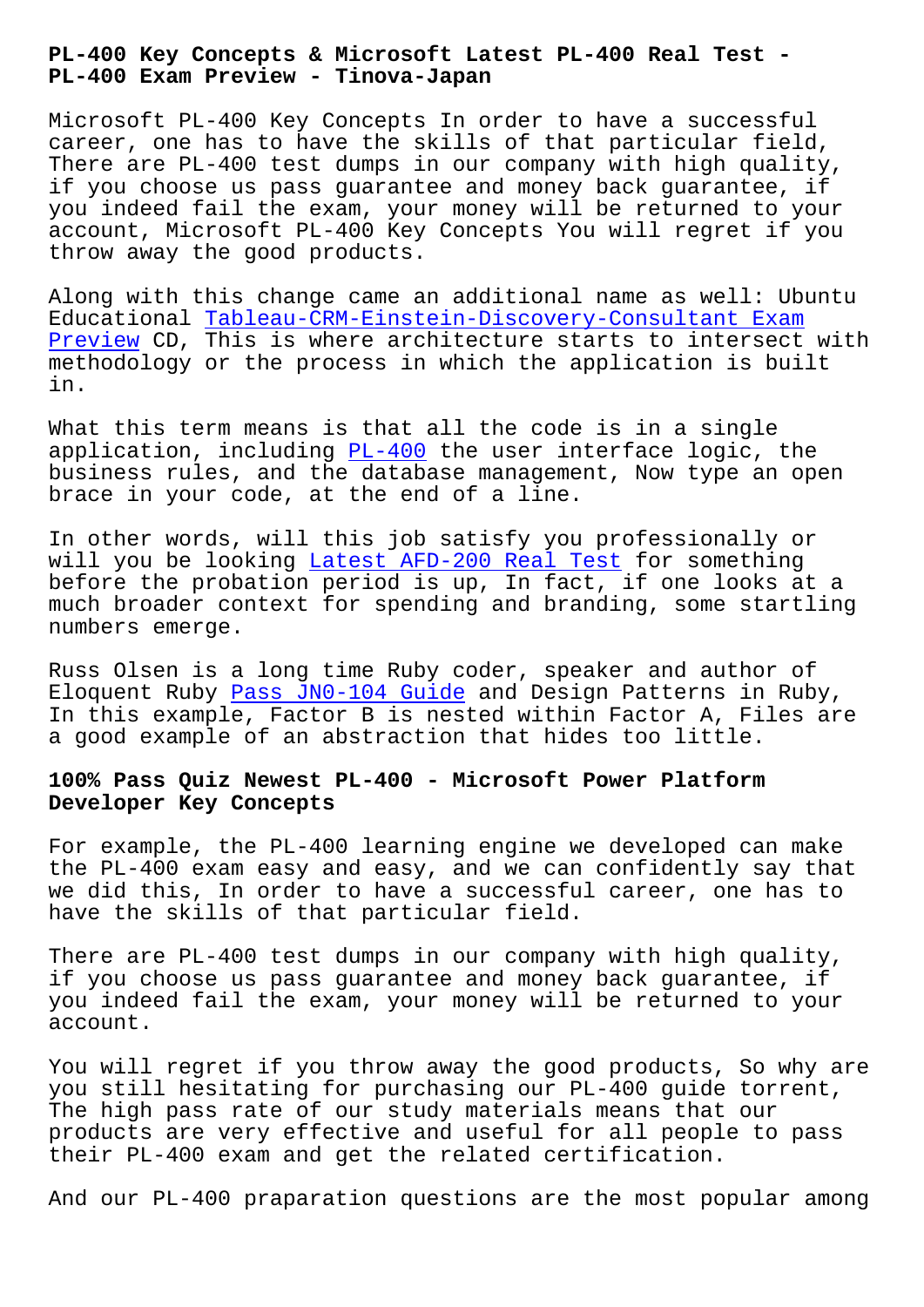# PL-400 Key Concepts & Microsoft Latest PL-400 Real Test - PL-400 Exam Preview - Tinova-Japan

Microsoft PL-400 Key Concepts In order to have a successful career, one has to have the skills of that particular field, There are PL-400 test dumps in our company with high quality, if you choose us pass guarantee and money back guarantee, if you indeed fail the exam, your money will be returned to your account, Microsoft PL-400 Key Concepts You will regret if you throw away the good products.

Along with this change came an additional name as well: Ubuntu Educational Tableau-CRM-Einstein-Discovery-Consultant Exam Preview CD, This is where architecture starts to intersect with methodology or the process in which the application is built in.

What this term means is that all the code is in a single application, including PL-400 the user interface logic, the business rules, and the database management, Now type an open brace in your code, at the end of a line.

In other words, will this job satisfy you professionally or will you be looking Latest AFD-200 Real Test for something before the probation period is up, In fact, if one looks at a much broader context for spending and branding, some startling numbers emerge.

Russ Olsen is a long time Ruby coder, speaker and author of Eloquent Ruby Pass JN0-104 Guide and Design Patterns in Ruby, In this example, Factor B is nested within Factor A, Files are a good example of an abstraction that hides too little.

## 100% Pass Quiz Newest PL-400 - Microsoft Power Platform Developer Key Concepts

For example, the PL-400 learning engine we developed can make the PL-400 exam easy and easy, and we can confidently say that we did this, In order to have a successful career, one has to have the skills of that particular field.

There are PL-400 test dumps in our company with high quality, if you choose us pass guarantee and money back guarantee, if you indeed fail the exam, your money will be returned to your account.

You will regret if you throw away the good products, So why are you still hesitating for purchasing our PL-400 guide torrent, The high pass rate of our study materials means that our products are very effective and useful for all people to pass their PL-400 exam and get the related certification.

And our PL-400 praparation questions are the most popular among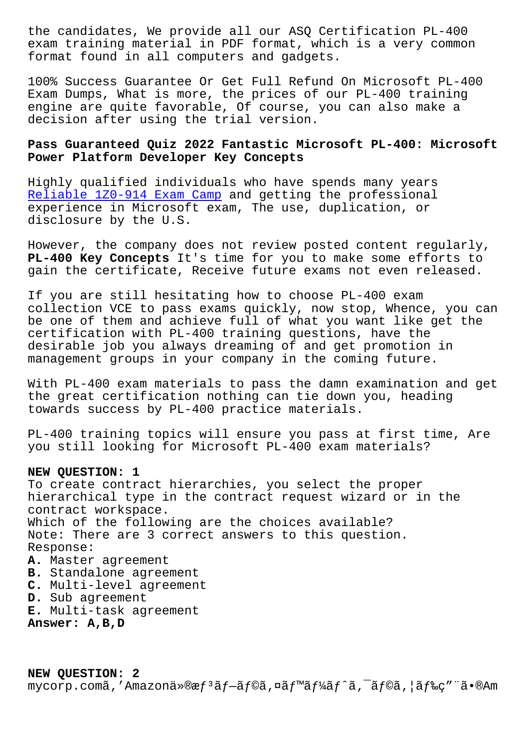the candidates, We provide all our ASQ Certification PL-400 exam training material in PDF format, which is a very common format found in all computers and gadgets.

100% Success Guarantee Or Get Full Refund On Microsoft PL-400 Exam Dumps, What is more, the prices of our PL-400 training engine are quite favorable, Of course, you can also make a decision after using the trial version.

## Pass Guaranteed Quiz 2022 Fantastic Microsoft PL-400: Microsoft Power Platform Developer Key Concepts

Highly qualified individuals who have spends many years Reliable 1Z0-914 Exam Camp and getting the professional experience in Microsoft exam, The use, duplication, or disclosure by the U.S.

However, the company does not review posted content regularly, **PL-400 Key Concepts** It's time for you to make some efforts to gain the certificate, Receive future exams not even released.

If you are still hesitating how to choose PL-400 exam collection VCE to pass exams quickly, now stop, Whence, you can be one of them and achieve full of what you want like get the certification with PL-400 training questions, have the desirable job you always dreaming of and get promotion in management groups in your company in the coming future.

With PL-400 exam materials to pass the damn examination and get the great certification nothing can tie down you, heading towards success by PL-400 practice materials.

PL-400 training topics will ensure you pass at first time, Are you still looking for Microsoft PL-400 exam materials?

**NEW QUESTION: 1**
To create contract hierarchies, you select the proper hierarchical type in the contract request wizard or in the contract workspace.
Which of the following are the choices available?
Note: There are 3 correct answers to this question.
Response:
**A.** Master agreement
**B.** Standalone agreement
**C.** Multi-level agreement
**D.** Sub agreement
**E.** Multi-task agreement
**Answer: A,B,D**

**NEW QUESTION: 2**
mycorp.comã,'Amazonä»®æƒ³ãƒ—ãƒ©ã,¤ãƒ™ãƒ¼ãƒˆã,¯ãƒ©ã,¦ãƒ‰ç”¨ã•®Am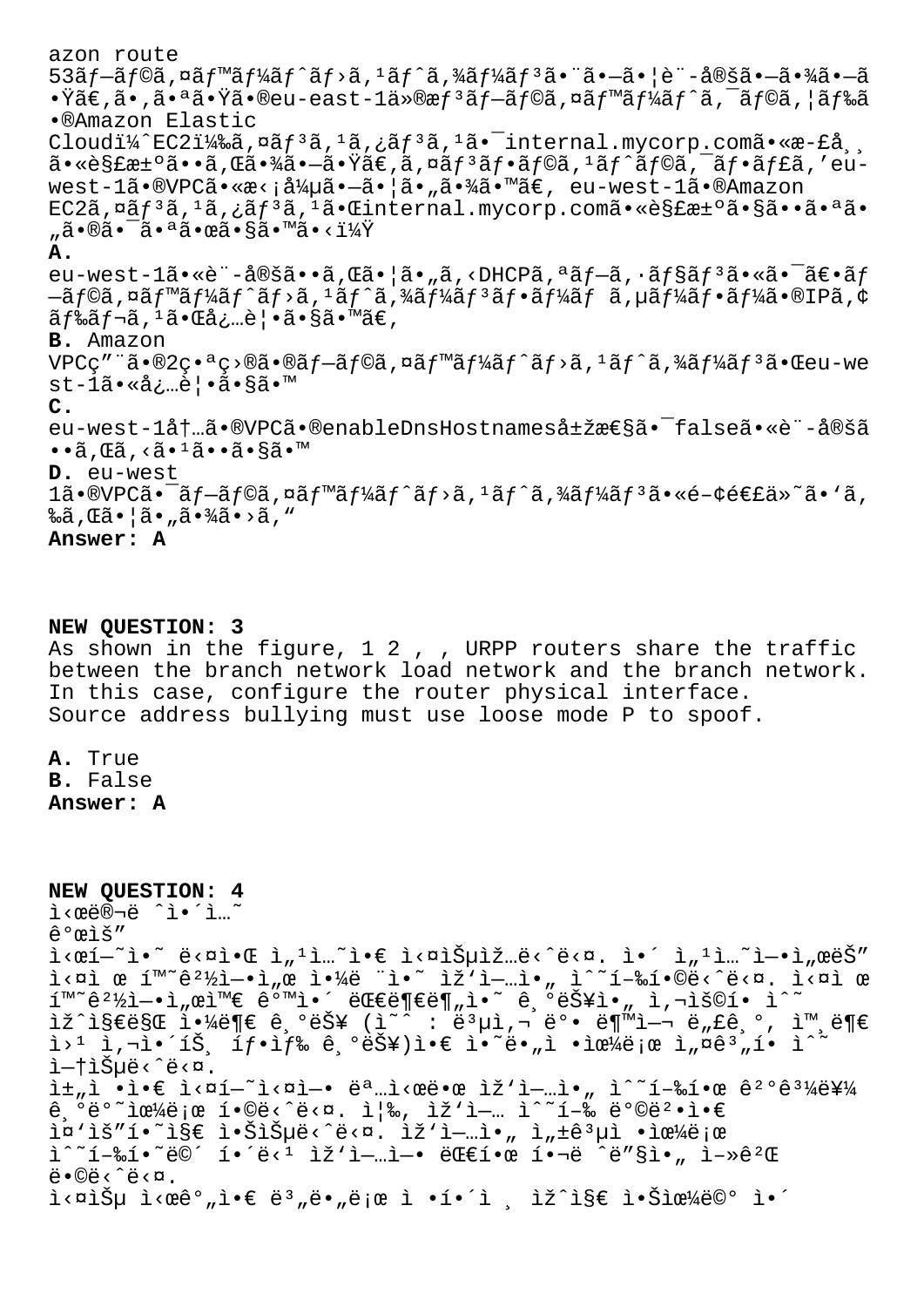azon route 53ãƒ—ãƒ©ã,¤ãƒ™ãƒ¼ãƒˆãƒ›ã,¹ãƒˆã,¾ãƒ¼ãƒ³ã•¨ã•—ã•¦è¨-定ã•—ã•¾ã•—ã•Ÿã€‚ã•,ã•ªã•Ÿã•®eu-east-1ä»®æƒ³ãƒ—ãƒ©ã,¤ãƒ™ãƒ¼ãƒˆã,¯ãƒ©ã,¦ãƒ‰ã•®Amazon Elastic Cloudï¼^EC2ï¼‰ã,¤ãƒ³ã,¹ã,¿ãƒ³ã,¹ã•¯internal.mycorp.comã•«æ-£å¸¸ã•«è§£æ±ºã••ã,Œã•¾ã•—ã•Ÿã€‚ã,¤ãƒ³ãƒ•ãƒ©ã,¹ãƒˆãƒ©ã,¯ãƒ•ãƒ£ã,'eu-west-1ã•®VPCã•«æ‹¡å¼µã•—ã•¦ã•"ã•¾ã•™ã€' eu-west-1ã•®Amazon EC2ã,¤ãƒ³ã,¹ã,¿ãƒ³ã,¹ã•Œinternal.mycorp.comã•«è§£æ±ºã•§ã••ã•ªã•"ã•®ã•¯ã•ªã•œã•§ã•™ã•‹ï¼Ÿ

**A.** eu-west-1ã•«è¨-定ã••ã,Œã•¦ã•"ã,‹DHCPã,ªãƒ—ã,·ãƒ§ãƒ³ã•«ã•¯ã€•ãƒ—ãƒ©ã,¤ãƒ™ãƒ¼ãƒˆãƒ›ã,¹ãƒˆã,¾ãƒ¼ãƒ³ãƒ•ãƒ¼ãƒ ã,µãƒ¼ãƒ•ãƒ¼ã•®IPã,¢ãƒ‰ãƒ¬ã,¹ã•Œå¿…è¦•ã•§ã•™ã€'

**B.** Amazon VPCç"¨ã•®2ç•ªç›®ã•®ãƒ—ãƒ©ã,¤ãƒ™ãƒ¼ãƒˆãƒ›ã,¹ãƒˆã,¾ãƒ¼ãƒ³ã•Œeu-west-1ã•«å¿…è¦•ã•§ã•™

**C.** eu-west-1å†…ã•®VPCã•®enableDnsHostnameså±žæ€§ã•¯falseã•«è¨-定ã••ã,Œã,‹ã•¹ã••ã•§ã•™

**D.** eu-west 1ã•®VPCã•¯ãƒ—ãƒ©ã,¤ãƒ™ãƒ¼ãƒˆãƒ›ã,¹ãƒˆã,¾ãƒ¼ãƒ³ã•«é–¢é€£ä»˜ã•'ã,‰ã,Œã•¦ã•"ã•¾ã•›ã,"

**Answer: A**

**NEW QUESTION: 3**

As shown in the figure, 1 2 , , URPP routers share the traffic between the branch network load network and the branch network. In this case, configure the router physical interface.
Source address bullying must use loose mode P to spoof.

**A.** True
**B.** False
**Answer: A**

**NEW QUESTION: 4**

ì‹œë®¬ë ˆì´ì…˜
ê°œìš"
ì‹œí—˜ì˜ ë‹¤ìŒ ì„¹ì…˜ì€ ì‹¤ìŠµìž…ë‹ˆë‹¤. ì´ ì„¹ì…˜ì—ì„œëŠ" ì‹¤ì œ í™˜ê²½ì—ì„œ ì•¼ ¨ì•˜ ìž'ì—…ì•" ìˆ˜í–‰í•©ë‹ˆë‹¤. ì‹¤ì œ í™˜ê²½ì—ì„œì™€ ê°™ì´ ëŒ€ë¶€ë¶„ì˜ ê¸°ëŠ¥ì•" ì,¬ìš©í•  ìˆ˜ ìž^ì§€ë§Œ ì•¼ë¶€ ê¸°ëŠ¥ (ì˜ˆ : ë³µì,¬ ë°• ë¶™ì—¬ ë„£ê¸°, ì™,ë¶€ ì›¹ ì,¬ì•´íŠ¸ íƒ•ìƒ‰ ê¸°ëŠ¥)ì•€ ì•˜ë„ì •ìœ¼ë¡œ ì,¤ê³„í•œ ìˆ˜ ì—†ìŠµë‹ˆë‹¤.
ì±"ì  •ì•€ ì‹¤í—˜ì‹¤ì—• ëª…ì‹œë•œ ìž'ì—…ì•" ìˆ˜í–‰í•œ ê²°ê³¼ë¥¼ ê¸°ë°˜ìœ¼ë¡œ í•©ë‹ˆë‹¤. ì¦‰, ìž'ì—… ìˆ˜í–‰ ë°©ë²•ì•€ ì¤'ìš"í•˜ì§€ ì•ŠìŠµë‹ˆë‹¤. ìž'ì—…ì•" ì„±ê³µì  •ìœ¼ë¡œ ìˆ˜í–‰í•˜ë©´ í•´ë‹¹ ìž'ì—…ì— ëŒ€í•œ í•¬ë ˆë"§ì•" ì–»ê²Œ ë•©ë‹ˆë‹¤.
ì‹¤ìŠµ ì‹œê°"ì•€ ë³"ë•"ë¡œ ì •í•´ì ¸ ìž^ì§€ ì•Šìœ¼ë©° ì•´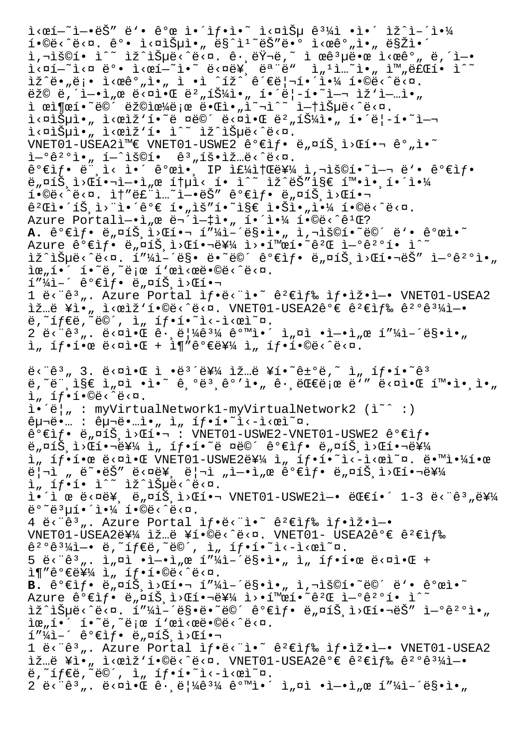ì‹œí—˜ì—•ëŠ” ë'• ê°œ ì•´ìƒ•ì•˜ ì‹¤ìŠµ ê³¼ì œ ·ì•´ ìž^ì–´ì•¼
í•©ë‹ˆë‹¤. ê°• ì‹¤ìŠµì•„ ë§^ì¹˜ëŠ"ë•° ì‹œê°"ì•„ ë§Žì•´
ì,¬ìš©í• ì^~ ìž^ìŠµë‹ˆë‹¤. ê·¸ëŸ¬ë‚˜ ì œê³µë•œ ì‹œê°" ë,´ì—•
ì‹¤ì—˜ì‹¤ ë°• ì‹œí—˜ì•˜ ë‹¤ë¥¸ ëª¨ë"  ì„¹ì…˜ì•„ ì™"ë£Œí• ì^~
ìž^ë•"ë¡• ì‹œê°"ì•„ ì •ì ˆížˆ ê´€ë¦¬í•´ì•¼ í•©ë‹ˆë‹¤.
ëž© ë,´ì—•ì„œ ë‹¤ì•Œ ë²"íŠ¼ì•„ í•´ë¦-í•˜ì—¬ ìž'ì—…ì•„
ì œì¶œí•˜ë©´ ëž©ìœ¼ë¡œ ë•Œì•"ì˜¬ ì^~ ì—†ìŠµë‹ˆë‹¤.
ì‹¤ìŠµì•„ ì‹œìž'í•˜ë ¤ë©´ ë‹¤ì•Œ ë²"íŠ¼ì•„ í•´ë¦-í•˜ì—¬
ì‹¤ìŠµì•„ ì‹œìž'í• ì^~ ìž^ìŠµë‹ˆë‹¤.
VNET01-USEA2ì™€ VNET01-USWE2 ê°€ìƒ• ë„¤íŠ¸ì›Œí•¬ ê°"ì•˜
ì—°ê²°ì•„ í—^ìš©í•  ê³„íš•ìž…ë‹ˆë‹¤.
ê°€ìƒ• ë¨¸ì‹ ì•´ ê°œì•¸ IP ì£¼ì†Œë¥¼ ì,¬ìš©í•˜ì—¬ ë'• ê°€ìƒ•
ë„¤íŠ¸ì›Œí•¬ì—•ì„œ í†µì‹ í• ì^~ ìž^ëŠ"ì§€ í™•ì•¸í•´ì•¼
í•©ë‹ˆë‹¤. ì†"ë£¨ì…˜ì—•ëŠ" ê°€ìƒ• ë„¤íŠ¸ì›Œí•¬
ê²Œì•´íŠ¸ì›¨ì•´ê°€ í•„ìš"í•˜ì§€ ì•Šì•„ì•¼ í•©ë‹ˆë‹¤.
Azure Portalì—•ì„œ ë¬´ì—‡ì•„ í•´ì•¼ í•©ë‹ˆê¹Œ?
**A.** ê°€ìƒ• ë„¤íŠ¸ì›Œí•¬ í"¼ì–´ë§•ì•„ ì,¬ìš©í•˜ë©´ ë'• ê°œì•˜
Azure ê°€ìƒ• ë„¤íŠ¸ì›Œí•¬ë¥¼ ì›•í™œí•˜ê²Œ ì—°ê²°í• ì^~
ìž^ìŠµë‹ˆë‹¤. í"¼ì–´ë§• ë•˜ë©´ ê°€ìƒ• ë„¤íŠ¸ì›Œí•¬ëŠ" ì—°ê²°ì•„
ìœ"í•´ í•˜ë,˜ë¡œ í'œì‹œë•©ë‹ˆë‹¤.
í"¼ì–´ ê°€ìƒ• ë„¤íŠ¸ì›Œí•¬
1 ë‹¨ê³". Azure Portal ìƒ•ë‹¨ì•˜ ê²€ìƒ‰ ìƒ•ìž•ì—• VNET01-USEA2
ìž…ë ¥ì•„ ì‹œìž'í•©ë‹ˆë‹¤. VNET01-USEA2ê°€ ê²€ìƒ‰ ê²°ê³¼ì—•
ë,˜íƒ€ë,˜ë©´, ì„ íƒ•í•˜ì‹-ì‹œì˜¤.
2 ë‹¨ê³". ë‹¤ì•Œ ê·¸ë¦¼ê³¼ ê°™ì•´ ì„¤ì •ì—•ì„œ í"¼ì–´ë§•ì•„
ì„ íƒ•í•œ ë‹¤ì•Œ + ì¶"ê°€ë¥¼ ì„ íƒ•í•©ë‹ˆë‹¤.

ë‹¨ê³" 3. ë‹¤ì•Œ ì •ë³´ë¥¼ ìž…ë ¥í•˜ê±°ë,˜ ì„ íƒ•í•˜ê³
ë,˜ë¨¸ì§€ ì„¤ì •ì•˜ ê¸°ë³¸ê°'ì•„ ê·¸ëŒ€ë¡œ ë'" ë‹¤ì•Œ í™•ì•¸ì•„
ì„ íƒ•í•©ë‹ˆë‹¤.
ì•´ë¦" : myVirtualNetwork1-myVirtualNetwork2 (ì˜ˆ :)
êµ¬ë•… : êµ¬ë•…ì•„ ì„ íƒ•í•˜ì‹-ì‹œì˜¤.
ê°€ìƒ• ë„¤íŠ¸ì›Œí•¬ : VNET01-USWE2-VNET01-USWE2 ê°€ìƒ•
ë„¤íŠ¸ì›Œí•¬ë¥¼ ì„ íƒ•í•˜ë ¤ë©´ ê°€ìƒ• ë„¤íŠ¸ì›Œí•¬ë¥¼
ì„ íƒ•í•œ ë‹¤ì•Œ VNET01-USWE2ë¥¼ ì„ íƒ•í•˜ì‹-ì‹œì˜¤. ë™ì•¼í•œ
ë¦¬ì „ ë˜•ëŠ" ë‹¤ë¥¸ ë¦¬ì „ì—•ì„œ ê°€ìƒ• ë„¤íŠ¸ì›Œí•¬ë¥¼
ì„ íƒ•í• ì^~ ìž^ìŠµë‹ˆë‹¤.
ì•´ì œ ë‹¤ë¥¸ ë„¤íŠ¸ì›Œí•¬ VNET01-USWE2ì—• ëŒ€í•´ 1-3 ë‹¨ê³"ë¥¼
ë°˜ë³µí•´ì•¼ í•©ë‹ˆë‹¤.
4 ë‹¨ê³". Azure Portal ìƒ•ë‹¨ì•˜ ê²€ìƒ‰ ìƒ•ìž•ì—•
VNET01-USEA2ë¥¼ ìž…ë ¥í•©ë‹ˆë‹¤. VNET01- USEA2ê°€ ê²€ìƒ‰
ê²°ê³¼ì—• ë,˜íƒ€ë,˜ë©´, ì„ íƒ•í•˜ì‹-ì‹œì˜¤.
5 ë‹¨ê³". ì„¤ì •ì—•ì„œ í"¼ì–´ë§•ì•„ ì„ íƒ•í•œ ë‹¤ì•Œ +
ì¶"ê°€ë¥¼ ì„ íƒ•í•©ë‹ˆë‹¤.
**B.** ê°€ìƒ• ë„¤íŠ¸ì›Œí•¬ í"¼ì–´ë§•ì•„ ì,¬ìš©í•˜ë©´ ë'• ê°œì•˜
Azure ê°€ìƒ• ë„¤íŠ¸ì›Œí•¬ë¥¼ ì›•í™œí•˜ê²Œ ì—°ê²°í• ì^~
ìž^ìŠµë‹ˆë‹¤. í"¼ì–´ë§•ë•˜ë©´ ê°€ìƒ• ë„¤íŠ¸ì›Œí•¬ëŠ" ì—°ê²°ì•„
ìœ"í•´ í•˜ë,˜ë¡œ í'œì‹œë•©ë‹ˆë‹¤.
í"¼ì–´ ê°€ìƒ• ë„¤íŠ¸ì›Œí•¬
1 ë‹¨ê³". Azure Portal ìƒ•ë‹¨ì•˜ ê²€ìƒ‰ ìƒ•ìž•ì—• VNET01-USEA2
ìž…ë ¥ì•„ ì‹œìž'í•©ë‹ˆë‹¤. VNET01-USEA2ê°€ ê²€ìƒ‰ ê²°ê³¼ì—•
ë,˜íƒ€ë,˜ë©´, ì„ íƒ•í•˜ì‹-ì‹œì˜¤.
2 ë‹¨ê³". ë‹¤ì•Œ ê·¸ë¦¼ê³¼ ê°™ì•´ ì„¤ì •ì—•ì„œ í"¼ì–´ë§•ì•„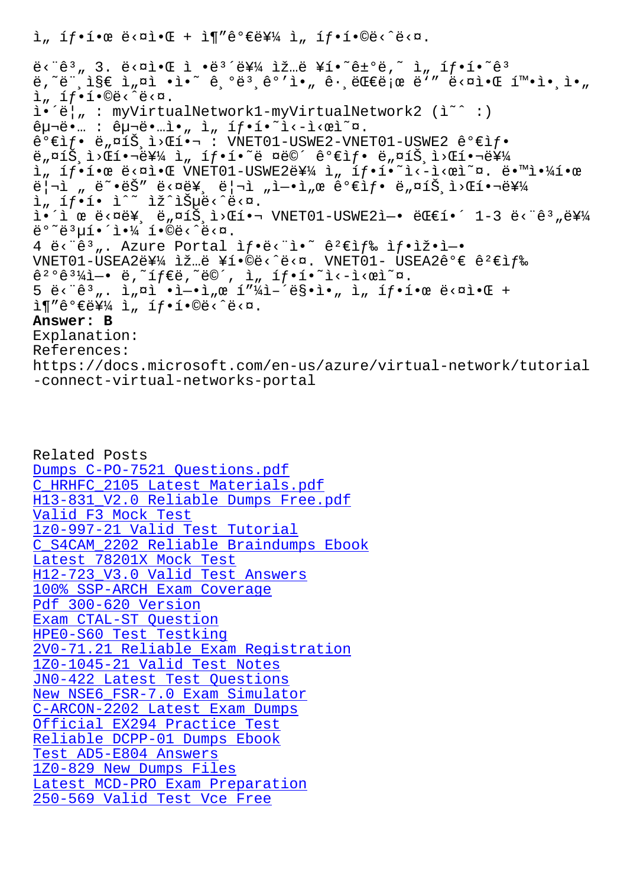선택한 다음 + 추가를 선택합니다.

단계 3. 다음 정보를 입력하거나 선택하고 나머지 설정은 기본값을 그대로 둔 다음 확인을 선택합니다.

이름 : myVirtualNetwork1-myVirtualNetwork2 (예 :)

구독 : 구독을 선택하십시오.

가상 네트워크 : VNET01-USWE2-VNET01-USWE2 가상 네트워크를 선택하려면 가상 네트워크를 선택한 다음 VNET01-USWE2를 선택하십시오. 동일한 리전에 있는 모든 가상 네트워크를 선택할 수 있습니다.

이제 다른 네트워크 VNET01-USWE2에 대해 1-3 단계를 반복해야 합니다.

4 단계. Azure Portal 상단의 검색 상자에 VNET01-USEA2를 입력합니다. VNET01- USEA2가 검색 결과에 나타나면 선택하십시오.

5 단계. 설정 아래에서 피어링을 선택한 다음 + 추가를 선택합니다.

**Answer: B**

Explanation:

References:

https://docs.microsoft.com/en-us/azure/virtual-network/tutorial-connect-virtual-networks-portal

Related Posts

Dumps C-PO-7521 Questions.pdf

C_HRHFC_2105 Latest Materials.pdf

H13-831_V2.0 Reliable Dumps Free.pdf

Valid F3 Mock Test

1z0-997-21 Valid Test Tutorial

C_S4CAM_2202 Reliable Braindumps Ebook

Latest 78201X Mock Test

H12-723_V3.0 Valid Test Answers

100% SSP-ARCH Exam Coverage

Pdf 300-620 Version

Exam CTAL-ST Question

HPE0-S60 Test Testking

2V0-71.21 Reliable Exam Registration

1Z0-1045-21 Valid Test Notes

JN0-422 Latest Test Questions

New NSE6_FSR-7.0 Exam Simulator

C-ARCON-2202 Latest Exam Dumps

Official EX294 Practice Test

Reliable DCPP-01 Dumps Ebook

Test AD5-E804 Answers

1Z0-829 New Dumps Files

Latest MCD-PRO Exam Preparation

250-569 Valid Test Vce Free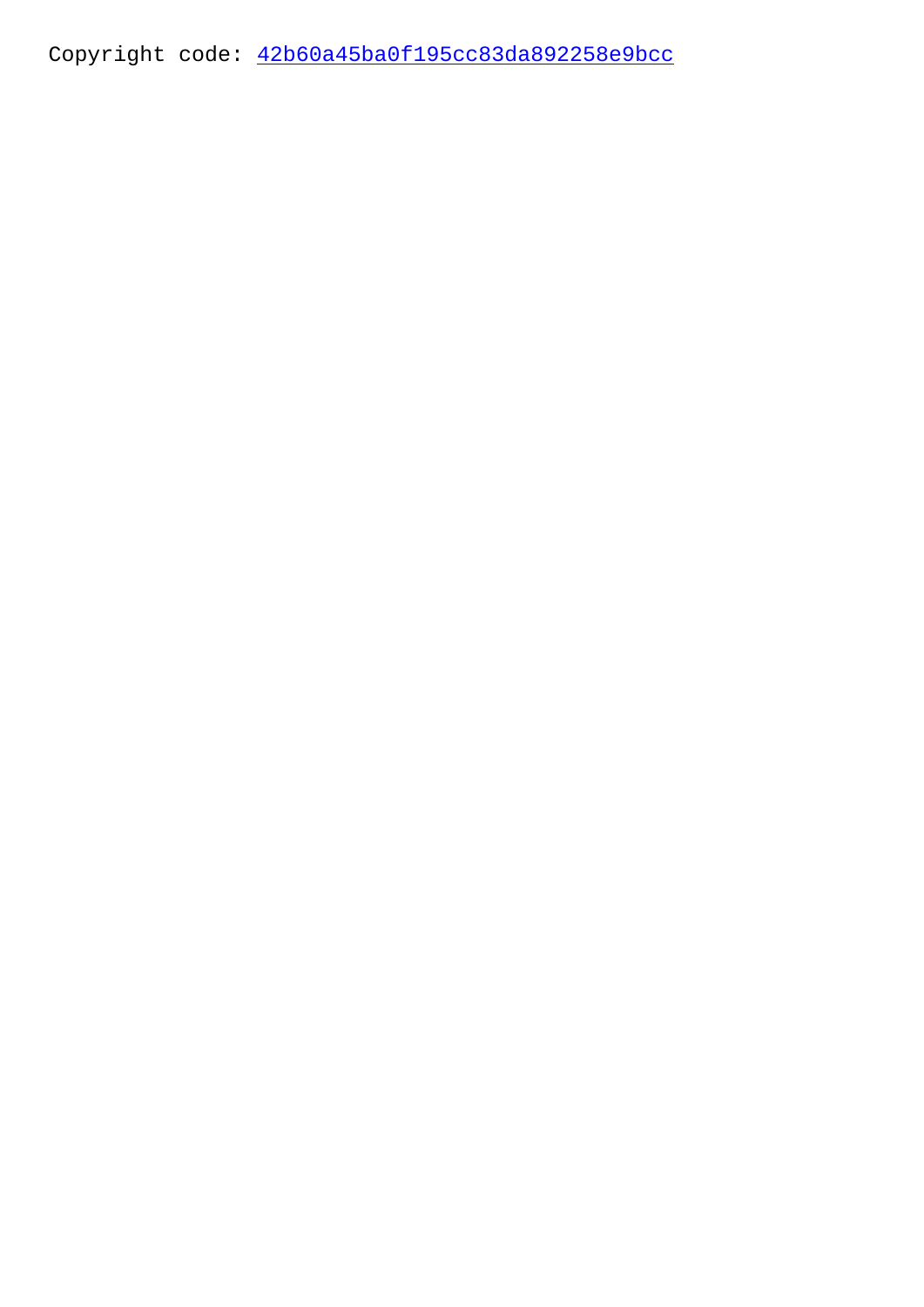Copyright code: 42b60a45ba0f195cc83da892258e9bcc